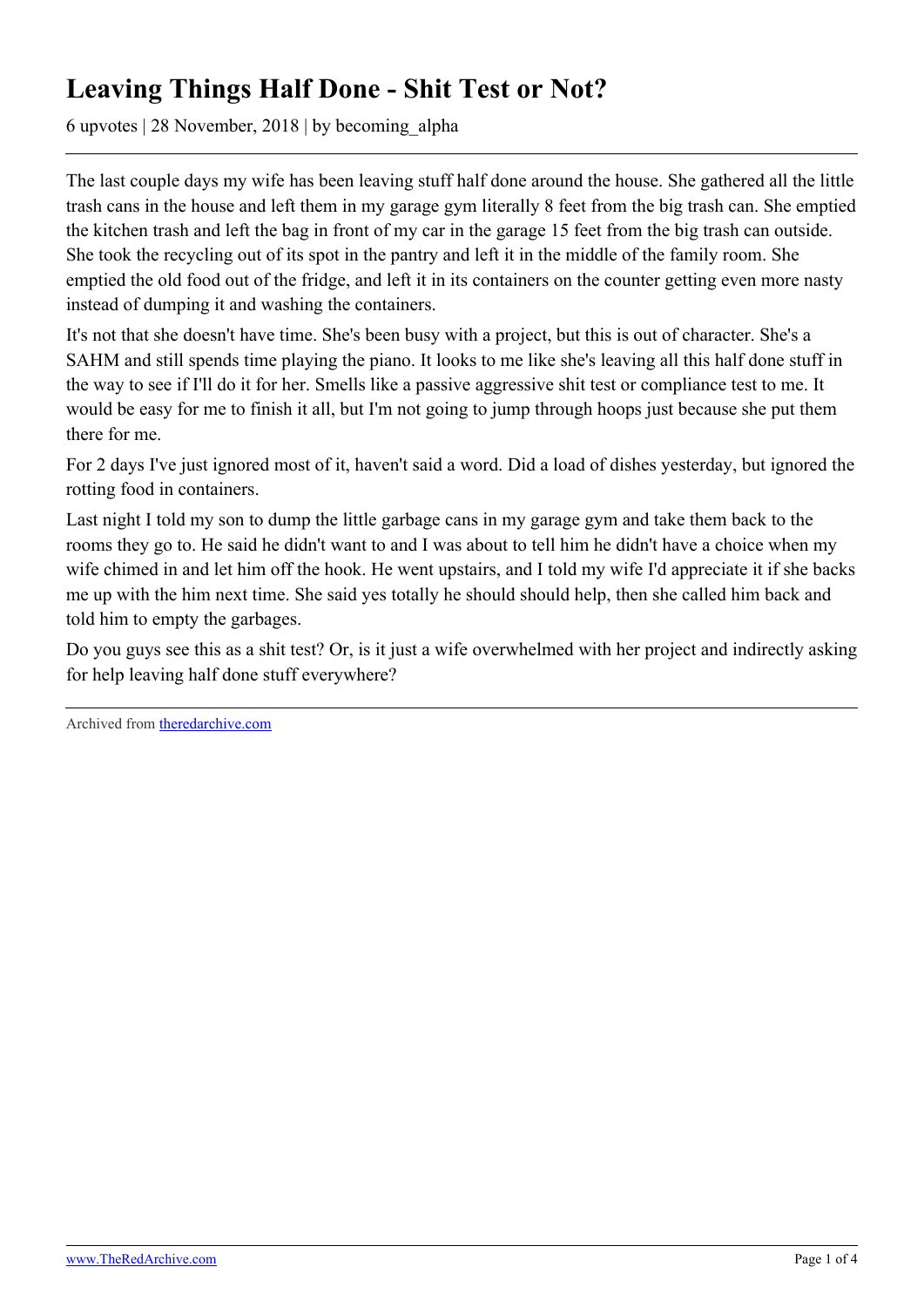# Leaving Things Half Done - Shit Test or Not?

6 upvotes | 28 November, 2018 | by becoming_alpha

The last couple days my wife has been leaving stuff half done around the house. She gathered all the little trash cans in the house and left them in my garage gym literally 8 feet from the big trash can. She emptied the kitchen trash and left the bag in front of my car in the garage 15 feet from the big trash can outside. She took the recycling out of its spot in the pantry and left it in the middle of the family room. She emptied the old food out of the fridge, and left it in its containers on the counter getting even more nasty instead of dumping it and washing the containers.

It's not that she doesn't have time. She's been busy with a project, but this is out of character. She's a SAHM and still spends time playing the piano. It looks to me like she's leaving all this half done stuff in the way to see if I'll do it for her. Smells like a passive aggressive shit test or compliance test to me. It would be easy for me to finish it all, but I'm not going to jump through hoops just because she put them there for me.

For 2 days I've just ignored most of it, haven't said a word. Did a load of dishes yesterday, but ignored the rotting food in containers.

Last night I told my son to dump the little garbage cans in my garage gym and take them back to the rooms they go to. He said he didn't want to and I was about to tell him he didn't have a choice when my wife chimed in and let him off the hook. He went upstairs, and I told my wife I'd appreciate it if she backs me up with the him next time. She said yes totally he should should help, then she called him back and told him to empty the garbages.

Do you guys see this as a shit test? Or, is it just a wife overwhelmed with her project and indirectly asking for help leaving half done stuff everywhere?

Archived from [theredarchive.com](theredarchive.com)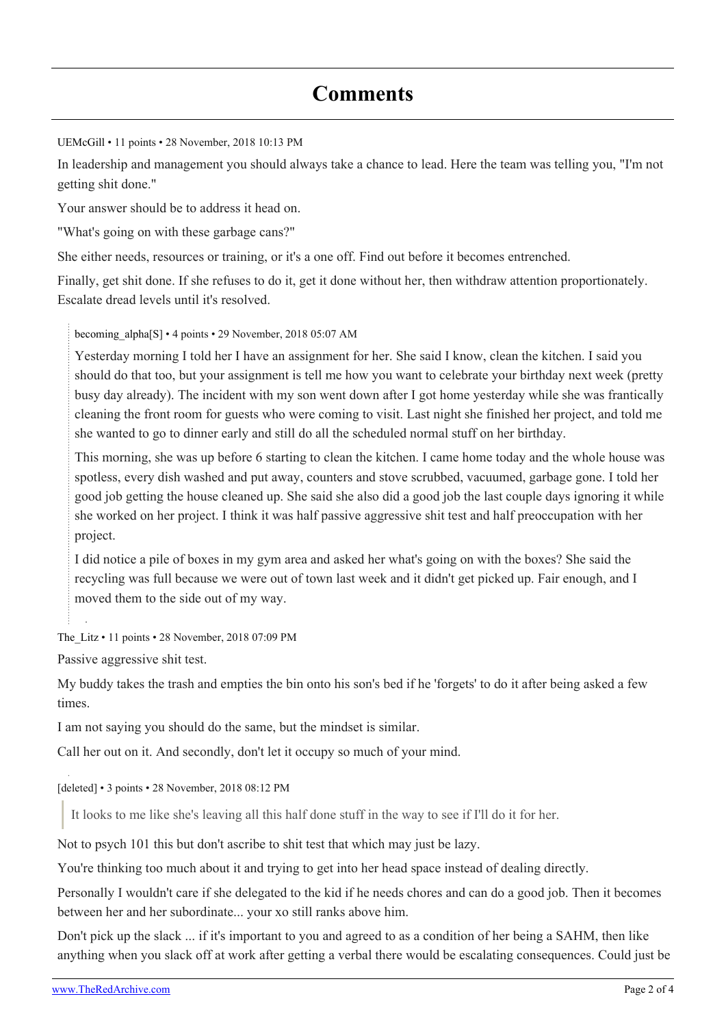# Comments

UEMcGill • 11 points • 28 November, 2018 10:13 PM

In leadership and management you should always take a chance to lead. Here the team was telling you, "I'm not getting shit done."

Your answer should be to address it head on.

"What's going on with these garbage cans?"

She either needs, resources or training, or it's a one off. Find out before it becomes entrenched.

Finally, get shit done. If she refuses to do it, get it done without her, then withdraw attention proportionately. Escalate dread levels until it's resolved.

> becoming_alpha[S] • 4 points • 29 November, 2018 05:07 AM
>
> Yesterday morning I told her I have an assignment for her. She said I know, clean the kitchen. I said you should do that too, but your assignment is tell me how you want to celebrate your birthday next week (pretty busy day already). The incident with my son went down after I got home yesterday while she was frantically cleaning the front room for guests who were coming to visit. Last night she finished her project, and told me she wanted to go to dinner early and still do all the scheduled normal stuff on her birthday.
>
> This morning, she was up before 6 starting to clean the kitchen. I came home today and the whole house was spotless, every dish washed and put away, counters and stove scrubbed, vacuumed, garbage gone. I told her good job getting the house cleaned up. She said she also did a good job the last couple days ignoring it while she worked on her project. I think it was half passive aggressive shit test and half preoccupation with her project.
>
> I did notice a pile of boxes in my gym area and asked her what's going on with the boxes? She said the recycling was full because we were out of town last week and it didn't get picked up. Fair enough, and I moved them to the side out of my way.

The_Litz • 11 points • 28 November, 2018 07:09 PM

Passive aggressive shit test.

My buddy takes the trash and empties the bin onto his son's bed if he 'forgets' to do it after being asked a few times.

I am not saying you should do the same, but the mindset is similar.

Call her out on it. And secondly, don't let it occupy so much of your mind.

[deleted] • 3 points • 28 November, 2018 08:12 PM

> It looks to me like she's leaving all this half done stuff in the way to see if I'll do it for her.

Not to psych 101 this but don't ascribe to shit test that which may just be lazy.

You're thinking too much about it and trying to get into her head space instead of dealing directly.

Personally I wouldn't care if she delegated to the kid if he needs chores and can do a good job. Then it becomes between her and her subordinate... your xo still ranks above him.

Don't pick up the slack ... if it's important to you and agreed to as a condition of her being a SAHM, then like anything when you slack off at work after getting a verbal there would be escalating consequences. Could just be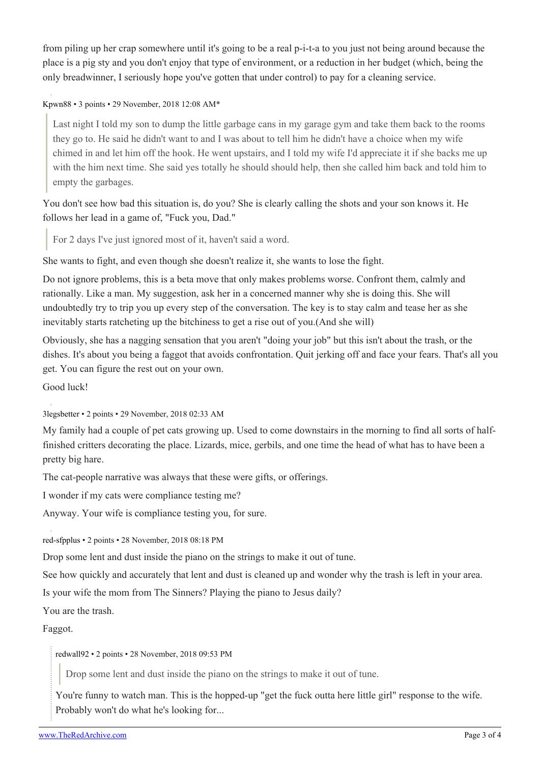from piling up her crap somewhere until it's going to be a real p-i-t-a to you just not being around because the place is a pig sty and you don't enjoy that type of environment, or a reduction in her budget (which, being the only breadwinner, I seriously hope you've gotten that under control) to pay for a cleaning service.

Kpwn88 • 3 points • 29 November, 2018 12:08 AM*

> Last night I told my son to dump the little garbage cans in my garage gym and take them back to the rooms they go to. He said he didn't want to and I was about to tell him he didn't have a choice when my wife chimed in and let him off the hook. He went upstairs, and I told my wife I'd appreciate it if she backs me up with the him next time. She said yes totally he should should help, then she called him back and told him to empty the garbages.

You don't see how bad this situation is, do you? She is clearly calling the shots and your son knows it. He follows her lead in a game of, "Fuck you, Dad."

> For 2 days I've just ignored most of it, haven't said a word.

She wants to fight, and even though she doesn't realize it, she wants to lose the fight.

Do not ignore problems, this is a beta move that only makes problems worse. Confront them, calmly and rationally. Like a man. My suggestion, ask her in a concerned manner why she is doing this. She will undoubtedly try to trip you up every step of the conversation. The key is to stay calm and tease her as she inevitably starts ratcheting up the bitchiness to get a rise out of you.(And she will)

Obviously, she has a nagging sensation that you aren't "doing your job" but this isn't about the trash, or the dishes. It's about you being a faggot that avoids confrontation. Quit jerking off and face your fears. That's all you get. You can figure the rest out on your own.

Good luck!

3legsbetter • 2 points • 29 November, 2018 02:33 AM

My family had a couple of pet cats growing up. Used to come downstairs in the morning to find all sorts of half-finished critters decorating the place. Lizards, mice, gerbils, and one time the head of what has to have been a pretty big hare.

The cat-people narrative was always that these were gifts, or offerings.

I wonder if my cats were compliance testing me?

Anyway. Your wife is compliance testing you, for sure.

red-sfpplus • 2 points • 28 November, 2018 08:18 PM

Drop some lent and dust inside the piano on the strings to make it out of tune.

See how quickly and accurately that lent and dust is cleaned up and wonder why the trash is left in your area.

Is your wife the mom from The Sinners? Playing the piano to Jesus daily?

You are the trash.

Faggot.

> redwall92 • 2 points • 28 November, 2018 09:53 PM
>
> > Drop some lent and dust inside the piano on the strings to make it out of tune.
>
> You're funny to watch man. This is the hopped-up "get the fuck outta here little girl" response to the wife. Probably won't do what he's looking for...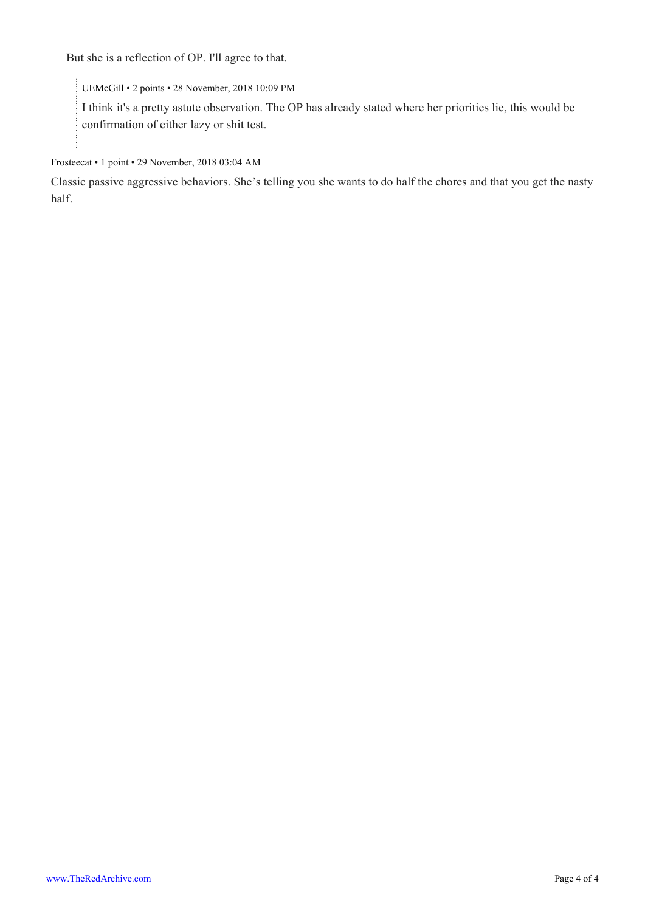> But she is a reflection of OP. I'll agree to that.
>
> > UEMcGill • 2 points • 28 November, 2018 10:09 PM
> >
> > I think it's a pretty astute observation. The OP has already stated where her priorities lie, this would be confirmation of either lazy or shit test.

Frosteecat • 1 point • 29 November, 2018 03:04 AM

Classic passive aggressive behaviors. She's telling you she wants to do half the chores and that you get the nasty half.